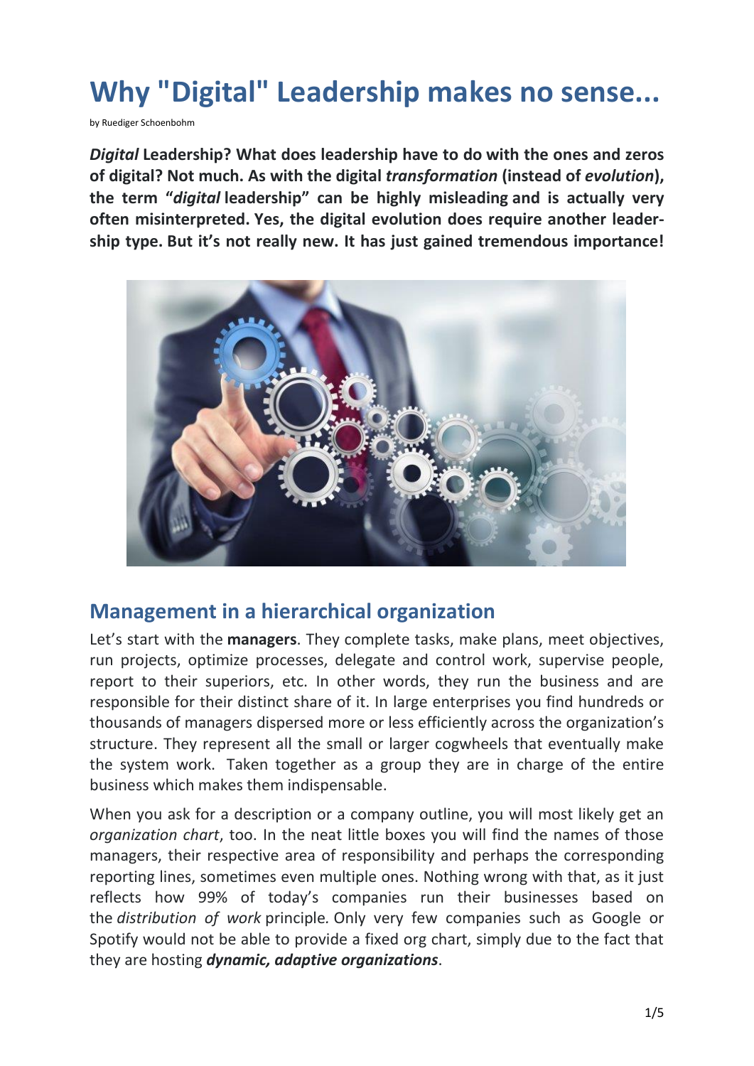# Why "Digital" Leadership makes no sense...

by Ruediger Schoenbohm

***Digital* Leadership? What does leadership have to do with the ones and zeros of digital? Not much. As with the digital *transformation* (instead of *evolution*), the term "*digital* leadership" can be highly misleading and is actually very often misinterpreted. Yes, the digital evolution does require another leadership type. But it's not really new. It has just gained tremendous importance!**

## Management in a hierarchical organization

Let's start with the **managers**. They complete tasks, make plans, meet objectives, run projects, optimize processes, delegate and control work, supervise people, report to their superiors, etc. In other words, they run the business and are responsible for their distinct share of it. In large enterprises you find hundreds or thousands of managers dispersed more or less efficiently across the organization's structure. They represent all the small or larger cogwheels that eventually make the system work. Taken together as a group they are in charge of the entire business which makes them indispensable.

When you ask for a description or a company outline, you will most likely get an *organization chart*, too. In the neat little boxes you will find the names of those managers, their respective area of responsibility and perhaps the corresponding reporting lines, sometimes even multiple ones. Nothing wrong with that, as it just reflects how 99% of today's companies run their businesses based on the *distribution of work* principle. Only very few companies such as Google or Spotify would not be able to provide a fixed org chart, simply due to the fact that they are hosting ***dynamic, adaptive organizations***.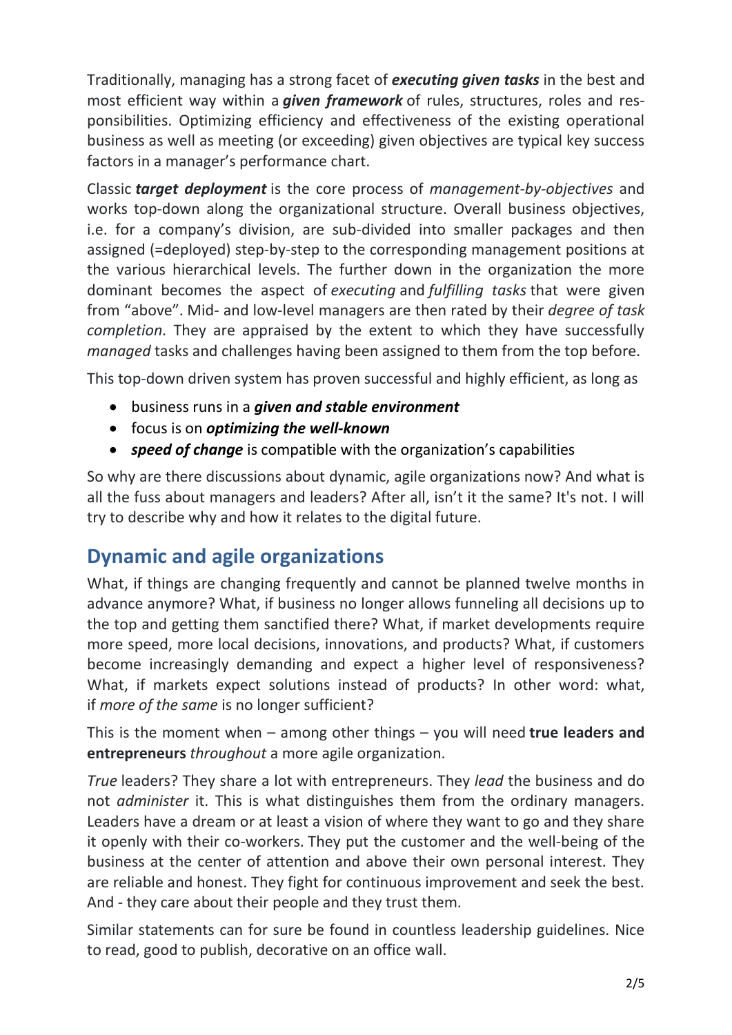Traditionally, managing has a strong facet of ***executing given tasks*** in the best and most efficient way within a ***given framework*** of rules, structures, roles and responsibilities. Optimizing efficiency and effectiveness of the existing operational business as well as meeting (or exceeding) given objectives are typical key success factors in a manager's performance chart.

Classic ***target deployment*** is the core process of *management-by-objectives* and works top-down along the organizational structure. Overall business objectives, i.e. for a company's division, are sub-divided into smaller packages and then assigned (=deployed) step-by-step to the corresponding management positions at the various hierarchical levels. The further down in the organization the more dominant becomes the aspect of *executing* and *fulfilling tasks* that were given from "above". Mid- and low-level managers are then rated by their *degree of task completion*. They are appraised by the extent to which they have successfully *managed* tasks and challenges having been assigned to them from the top before.

This top-down driven system has proven successful and highly efficient, as long as

- business runs in a ***given and stable environment***
- focus is on ***optimizing the well-known***
- ***speed of change*** is compatible with the organization's capabilities

So why are there discussions about dynamic, agile organizations now? And what is all the fuss about managers and leaders? After all, isn't it the same? It's not. I will try to describe why and how it relates to the digital future.

## Dynamic and agile organizations

What, if things are changing frequently and cannot be planned twelve months in advance anymore? What, if business no longer allows funneling all decisions up to the top and getting them sanctified there? What, if market developments require more speed, more local decisions, innovations, and products? What, if customers become increasingly demanding and expect a higher level of responsiveness? What, if markets expect solutions instead of products? In other word: what, if *more of the same* is no longer sufficient?

This is the moment when – among other things – you will need **true leaders and entrepreneurs** *throughout* a more agile organization.

*True* leaders? They share a lot with entrepreneurs. They *lead* the business and do not *administer* it. This is what distinguishes them from the ordinary managers. Leaders have a dream or at least a vision of where they want to go and they share it openly with their co-workers. They put the customer and the well-being of the business at the center of attention and above their own personal interest. They are reliable and honest. They fight for continuous improvement and seek the best. And - they care about their people and they trust them.

Similar statements can for sure be found in countless leadership guidelines. Nice to read, good to publish, decorative on an office wall.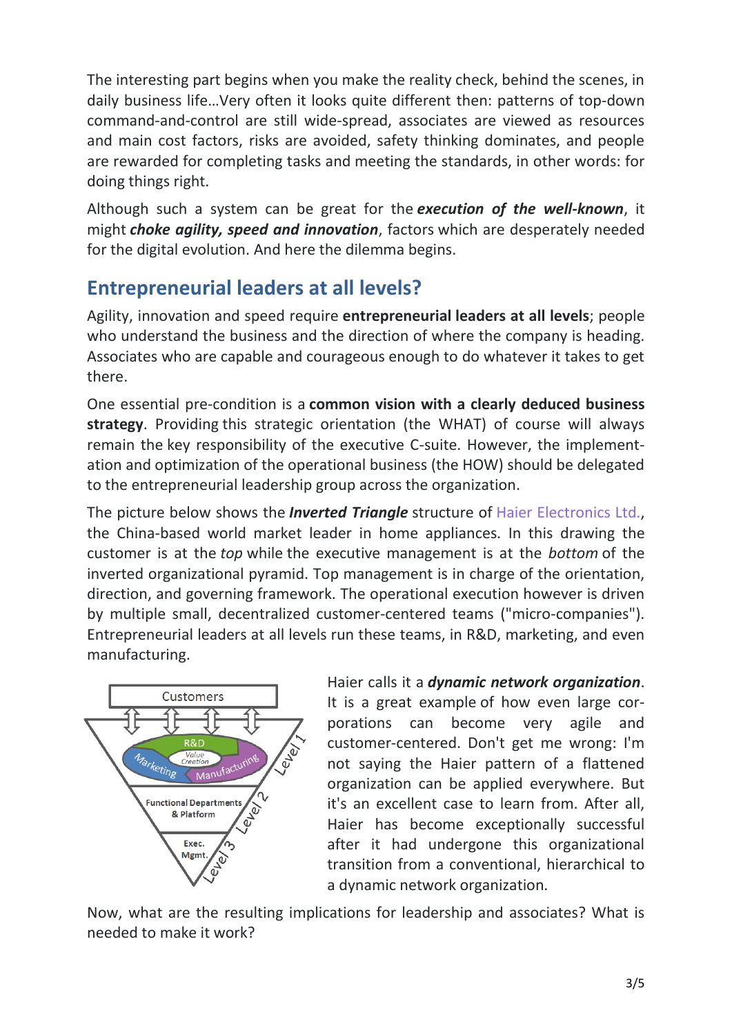The interesting part begins when you make the reality check, behind the scenes, in daily business life…Very often it looks quite different then: patterns of top-down command-and-control are still wide-spread, associates are viewed as resources and main cost factors, risks are avoided, safety thinking dominates, and people are rewarded for completing tasks and meeting the standards, in other words: for doing things right.

Although such a system can be great for the ***execution of the well-known***, it might ***choke agility, speed and innovation***, factors which are desperately needed for the digital evolution. And here the dilemma begins.

## Entrepreneurial leaders at all levels?

Agility, innovation and speed require **entrepreneurial leaders at all levels**; people who understand the business and the direction of where the company is heading. Associates who are capable and courageous enough to do whatever it takes to get there.

One essential pre-condition is a **common vision with a clearly deduced business strategy**. Providing this strategic orientation (the WHAT) of course will always remain the key responsibility of the executive C-suite. However, the implementation and optimization of the operational business (the HOW) should be delegated to the entrepreneurial leadership group across the organization.

The picture below shows the ***Inverted Triangle*** structure of Haier Electronics Ltd., the China-based world market leader in home appliances. In this drawing the customer is at the *top* while the executive management is at the *bottom* of the inverted organizational pyramid. Top management is in charge of the orientation, direction, and governing framework. The operational execution however is driven by multiple small, decentralized customer-centered teams ("micro-companies"). Entrepreneurial leaders at all levels run these teams, in R&D, marketing, and even manufacturing.

Haier calls it a ***dynamic network organization***. It is a great example of how even large corporations can become very agile and customer-centered. Don't get me wrong: I'm not saying the Haier pattern of a flattened organization can be applied everywhere. But it's an excellent case to learn from. After all, Haier has become exceptionally successful after it had undergone this organizational transition from a conventional, hierarchical to a dynamic network organization.

Now, what are the resulting implications for leadership and associates? What is needed to make it work?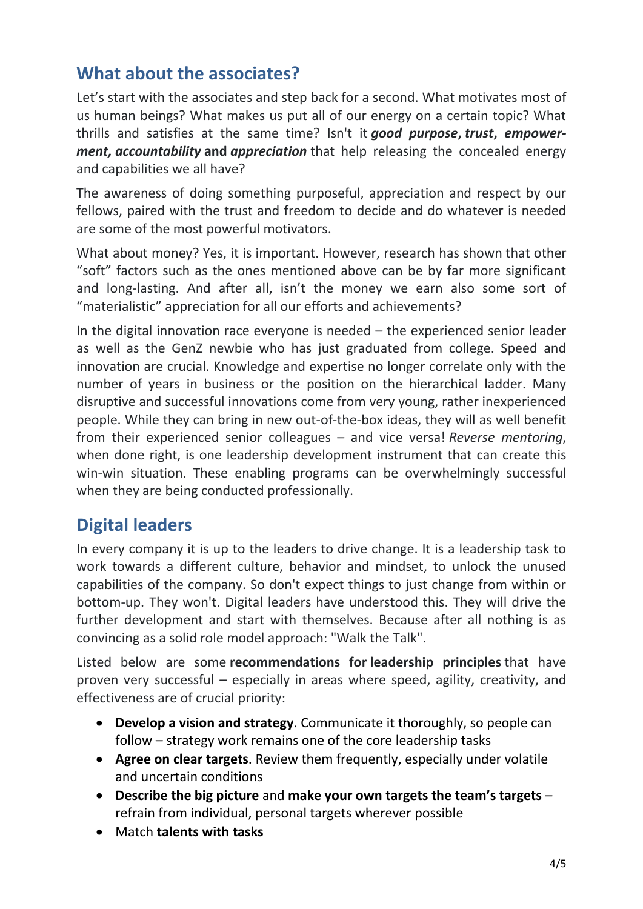## What about the associates?

Let's start with the associates and step back for a second. What motivates most of us human beings? What makes us put all of our energy on a certain topic? What thrills and satisfies at the same time? Isn't it ***good purpose*, *trust*, *empower-ment, accountability*** **and** ***appreciation*** that help releasing the concealed energy and capabilities we all have?

The awareness of doing something purposeful, appreciation and respect by our fellows, paired with the trust and freedom to decide and do whatever is needed are some of the most powerful motivators.

What about money? Yes, it is important. However, research has shown that other "soft" factors such as the ones mentioned above can be by far more significant and long-lasting. And after all, isn't the money we earn also some sort of "materialistic" appreciation for all our efforts and achievements?

In the digital innovation race everyone is needed – the experienced senior leader as well as the GenZ newbie who has just graduated from college. Speed and innovation are crucial. Knowledge and expertise no longer correlate only with the number of years in business or the position on the hierarchical ladder. Many disruptive and successful innovations come from very young, rather inexperienced people. While they can bring in new out-of-the-box ideas, they will as well benefit from their experienced senior colleagues – and vice versa! *Reverse mentoring*, when done right, is one leadership development instrument that can create this win-win situation. These enabling programs can be overwhelmingly successful when they are being conducted professionally.

## Digital leaders

In every company it is up to the leaders to drive change. It is a leadership task to work towards a different culture, behavior and mindset, to unlock the unused capabilities of the company. So don't expect things to just change from within or bottom-up. They won't. Digital leaders have understood this. They will drive the further development and start with themselves. Because after all nothing is as convincing as a solid role model approach: "Walk the Talk".

Listed below are some **recommendations for leadership principles** that have proven very successful – especially in areas where speed, agility, creativity, and effectiveness are of crucial priority:

- **Develop a vision and strategy**. Communicate it thoroughly, so people can follow – strategy work remains one of the core leadership tasks
- **Agree on clear targets**. Review them frequently, especially under volatile and uncertain conditions
- **Describe the big picture** and **make your own targets the team's targets** – refrain from individual, personal targets wherever possible
- Match **talents with tasks**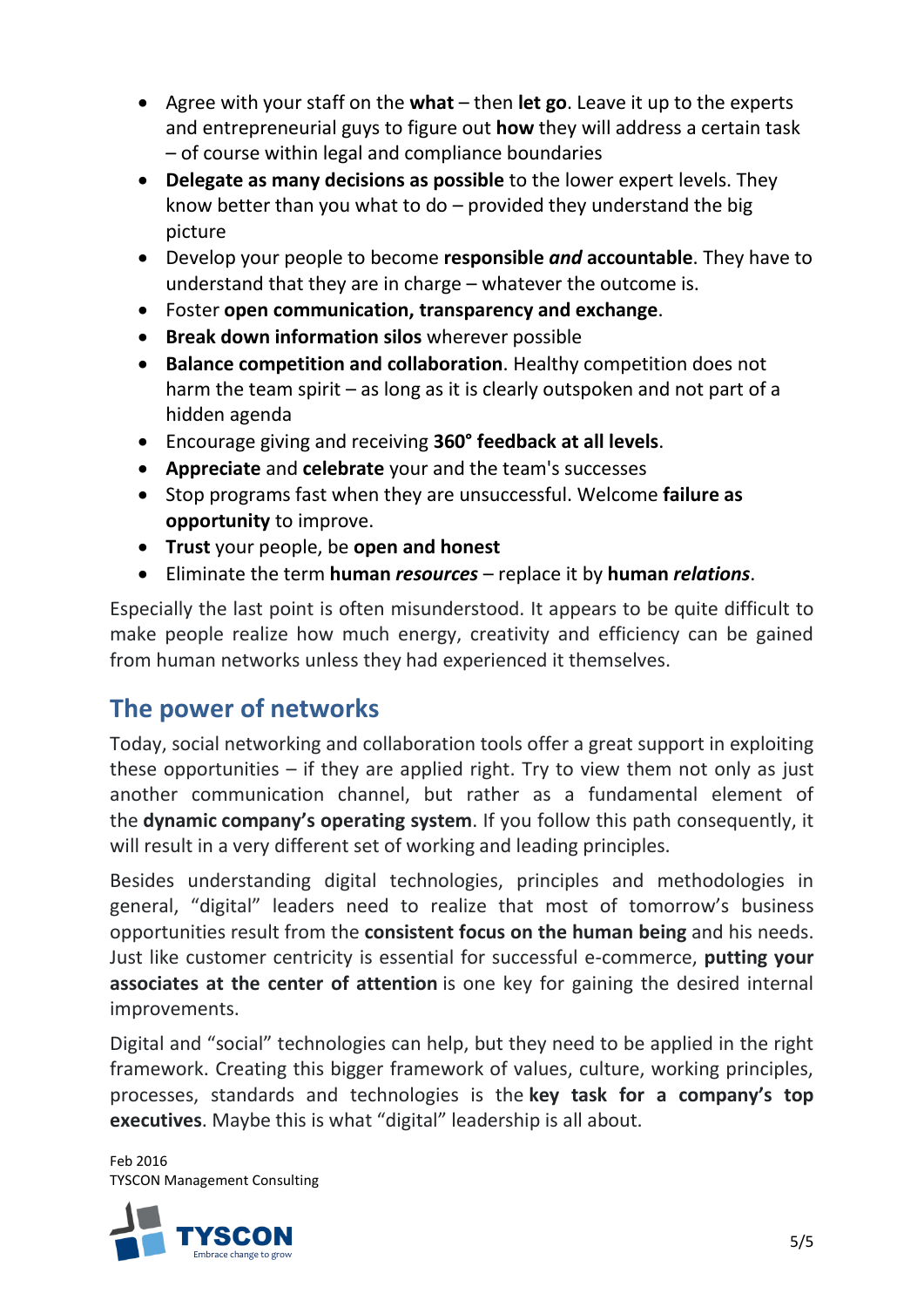- Agree with your staff on the **what** – then **let go**. Leave it up to the experts and entrepreneurial guys to figure out **how** they will address a certain task – of course within legal and compliance boundaries
- **Delegate as many decisions as possible** to the lower expert levels. They know better than you what to do – provided they understand the big picture
- Develop your people to become **responsible *and* accountable**. They have to understand that they are in charge – whatever the outcome is.
- Foster **open communication, transparency and exchange**.
- **Break down information silos** wherever possible
- **Balance competition and collaboration**. Healthy competition does not harm the team spirit – as long as it is clearly outspoken and not part of a hidden agenda
- Encourage giving and receiving **360° feedback at all levels**.
- **Appreciate** and **celebrate** your and the team's successes
- Stop programs fast when they are unsuccessful. Welcome **failure as opportunity** to improve.
- **Trust** your people, be **open and honest**
- Eliminate the term **human *resources*** – replace it by **human *relations***.

Especially the last point is often misunderstood. It appears to be quite difficult to make people realize how much energy, creativity and efficiency can be gained from human networks unless they had experienced it themselves.

## The power of networks

Today, social networking and collaboration tools offer a great support in exploiting these opportunities – if they are applied right. Try to view them not only as just another communication channel, but rather as a fundamental element of the **dynamic company's operating system**. If you follow this path consequently, it will result in a very different set of working and leading principles.

Besides understanding digital technologies, principles and methodologies in general, "digital" leaders need to realize that most of tomorrow's business opportunities result from the **consistent focus on the human being** and his needs. Just like customer centricity is essential for successful e-commerce, **putting your associates at the center of attention** is one key for gaining the desired internal improvements.

Digital and "social" technologies can help, but they need to be applied in the right framework. Creating this bigger framework of values, culture, working principles, processes, standards and technologies is the **key task for a company's top executives**. Maybe this is what "digital" leadership is all about.

Feb 2016
TYSCON Management Consulting